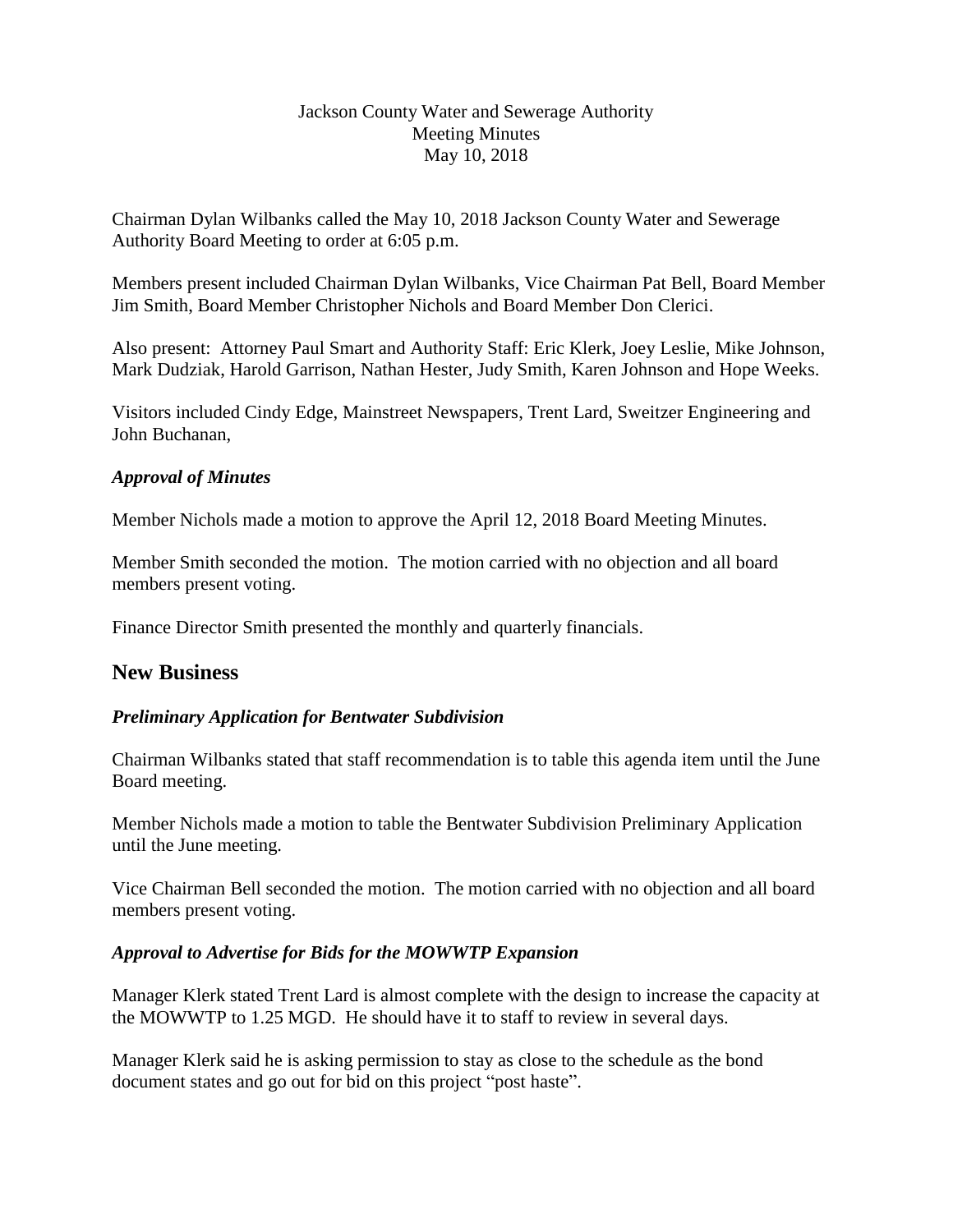Jackson County Water and Sewerage Authority
Meeting Minutes
May 10, 2018

Chairman Dylan Wilbanks called the May 10, 2018 Jackson County Water and Sewerage Authority Board Meeting to order at 6:05 p.m.

Members present included Chairman Dylan Wilbanks, Vice Chairman Pat Bell, Board Member Jim Smith, Board Member Christopher Nichols and Board Member Don Clerici.

Also present: Attorney Paul Smart and Authority Staff: Eric Klerk, Joey Leslie, Mike Johnson, Mark Dudziak, Harold Garrison, Nathan Hester, Judy Smith, Karen Johnson and Hope Weeks.

Visitors included Cindy Edge, Mainstreet Newspapers, Trent Lard, Sweitzer Engineering and John Buchanan,

### *Approval of Minutes*

Member Nichols made a motion to approve the April 12, 2018 Board Meeting Minutes.

Member Smith seconded the motion. The motion carried with no objection and all board members present voting.

Finance Director Smith presented the monthly and quarterly financials.

## New Business

### *Preliminary Application for Bentwater Subdivision*

Chairman Wilbanks stated that staff recommendation is to table this agenda item until the June Board meeting.

Member Nichols made a motion to table the Bentwater Subdivision Preliminary Application until the June meeting.

Vice Chairman Bell seconded the motion. The motion carried with no objection and all board members present voting.

### *Approval to Advertise for Bids for the MOWWTP Expansion*

Manager Klerk stated Trent Lard is almost complete with the design to increase the capacity at the MOWWTP to 1.25 MGD. He should have it to staff to review in several days.

Manager Klerk said he is asking permission to stay as close to the schedule as the bond document states and go out for bid on this project "post haste".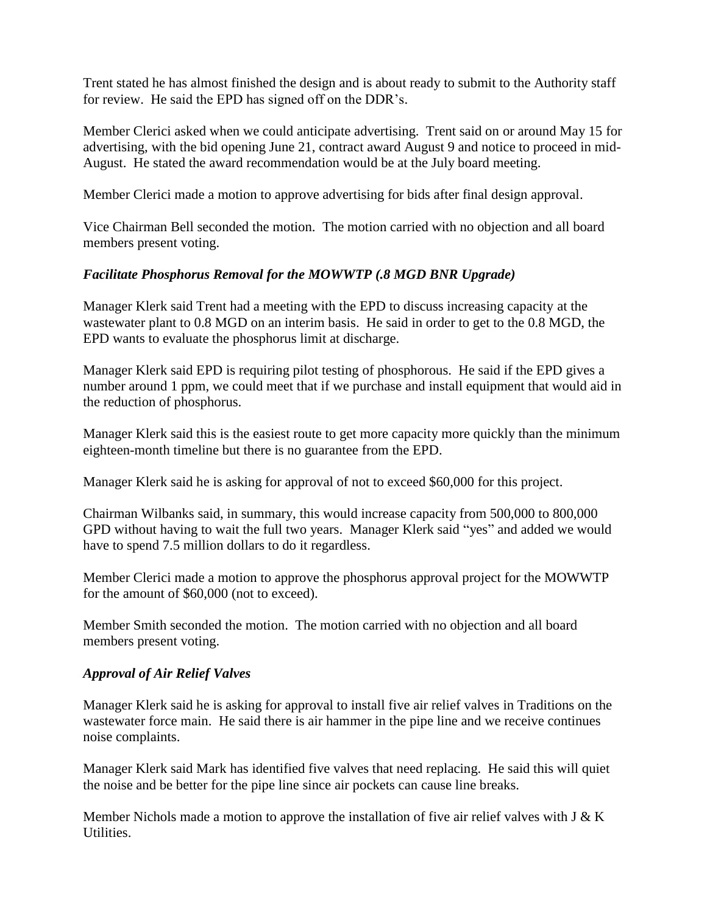Trent stated he has almost finished the design and is about ready to submit to the Authority staff for review. He said the EPD has signed off on the DDR's.

Member Clerici asked when we could anticipate advertising. Trent said on or around May 15 for advertising, with the bid opening June 21, contract award August 9 and notice to proceed in mid-August. He stated the award recommendation would be at the July board meeting.

Member Clerici made a motion to approve advertising for bids after final design approval.

Vice Chairman Bell seconded the motion. The motion carried with no objection and all board members present voting.

### *Facilitate Phosphorus Removal for the MOWWTP (.8 MGD BNR Upgrade)*

Manager Klerk said Trent had a meeting with the EPD to discuss increasing capacity at the wastewater plant to 0.8 MGD on an interim basis. He said in order to get to the 0.8 MGD, the EPD wants to evaluate the phosphorus limit at discharge.

Manager Klerk said EPD is requiring pilot testing of phosphorous. He said if the EPD gives a number around 1 ppm, we could meet that if we purchase and install equipment that would aid in the reduction of phosphorus.

Manager Klerk said this is the easiest route to get more capacity more quickly than the minimum eighteen-month timeline but there is no guarantee from the EPD.

Manager Klerk said he is asking for approval of not to exceed $60,000 for this project.

Chairman Wilbanks said, in summary, this would increase capacity from 500,000 to 800,000 GPD without having to wait the full two years. Manager Klerk said "yes" and added we would have to spend 7.5 million dollars to do it regardless.

Member Clerici made a motion to approve the phosphorus approval project for the MOWWTP for the amount of $60,000 (not to exceed).

Member Smith seconded the motion. The motion carried with no objection and all board members present voting.

### *Approval of Air Relief Valves*

Manager Klerk said he is asking for approval to install five air relief valves in Traditions on the wastewater force main. He said there is air hammer in the pipe line and we receive continues noise complaints.

Manager Klerk said Mark has identified five valves that need replacing. He said this will quiet the noise and be better for the pipe line since air pockets can cause line breaks.

Member Nichols made a motion to approve the installation of five air relief valves with J & K Utilities.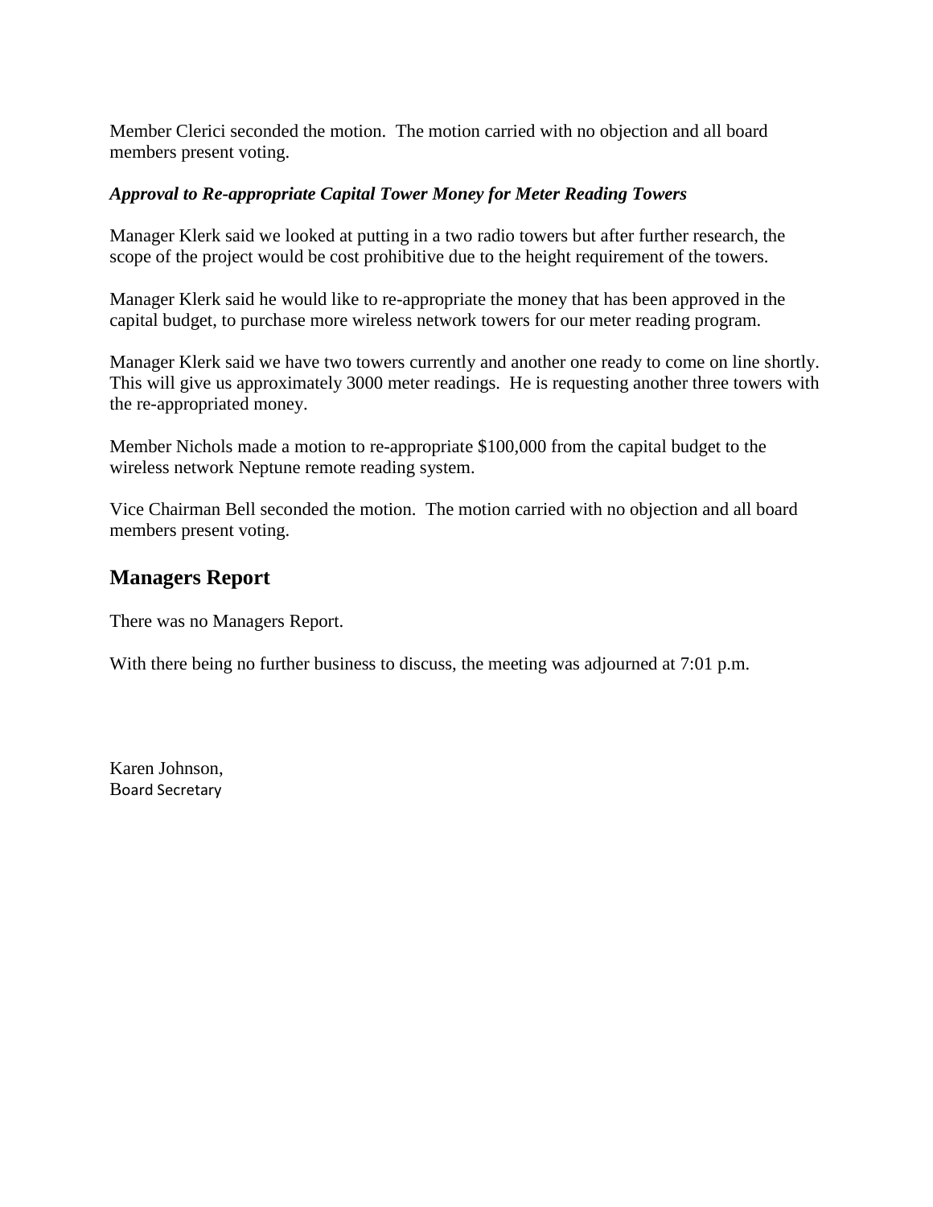Member Clerici seconded the motion. The motion carried with no objection and all board members present voting.

***Approval to Re-appropriate Capital Tower Money for Meter Reading Towers***

Manager Klerk said we looked at putting in a two radio towers but after further research, the scope of the project would be cost prohibitive due to the height requirement of the towers.

Manager Klerk said he would like to re-appropriate the money that has been approved in the capital budget, to purchase more wireless network towers for our meter reading program.

Manager Klerk said we have two towers currently and another one ready to come on line shortly. This will give us approximately 3000 meter readings. He is requesting another three towers with the re-appropriated money.

Member Nichols made a motion to re-appropriate $100,000 from the capital budget to the wireless network Neptune remote reading system.

Vice Chairman Bell seconded the motion. The motion carried with no objection and all board members present voting.

## Managers Report

There was no Managers Report.

With there being no further business to discuss, the meeting was adjourned at 7:01 p.m.

Karen Johnson,
Board Secretary